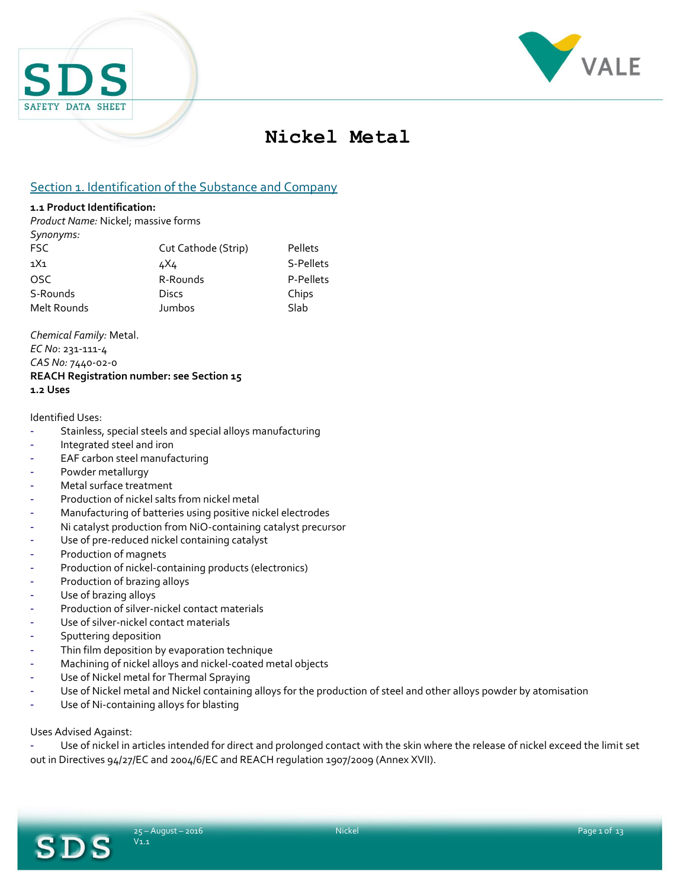# Nickel Metal

## Section 1. Identification of the Substance and Company

**1.1 Product Identification:**

*Product Name:* Nickel; massive forms

*Synonyms:*

| | | |
|---|---|---|
| FSC | Cut Cathode (Strip) | Pellets |
| 1X1 | 4X4 | S-Pellets |
| OSC | R-Rounds | P-Pellets |
| S-Rounds | Discs | Chips |
| Melt Rounds | Jumbos | Slab |

*Chemical Family:* Metal.
*EC No*: 231-111-4
*CAS No:* 7440-02-0
**REACH Registration number: see Section 15**
**1.2 Uses**

Identified Uses:

- Stainless, special steels and special alloys manufacturing
- Integrated steel and iron
- EAF carbon steel manufacturing
- Powder metallurgy
- Metal surface treatment
- Production of nickel salts from nickel metal
- Manufacturing of batteries using positive nickel electrodes
- Ni catalyst production from NiO-containing catalyst precursor
- Use of pre-reduced nickel containing catalyst
- Production of magnets
- Production of nickel-containing products (electronics)
- Production of brazing alloys
- Use of brazing alloys
- Production of silver-nickel contact materials
- Use of silver-nickel contact materials
- Sputtering deposition
- Thin film deposition by evaporation technique
- Machining of nickel alloys and nickel-coated metal objects
- Use of Nickel metal for Thermal Spraying
- Use of Nickel metal and Nickel containing alloys for the production of steel and other alloys powder by atomisation
- Use of Ni-containing alloys for blasting

Uses Advised Against:

- Use of nickel in articles intended for direct and prolonged contact with the skin where the release of nickel exceed the limit set out in Directives 94/27/EC and 2004/6/EC and REACH regulation 1907/2009 (Annex XVII).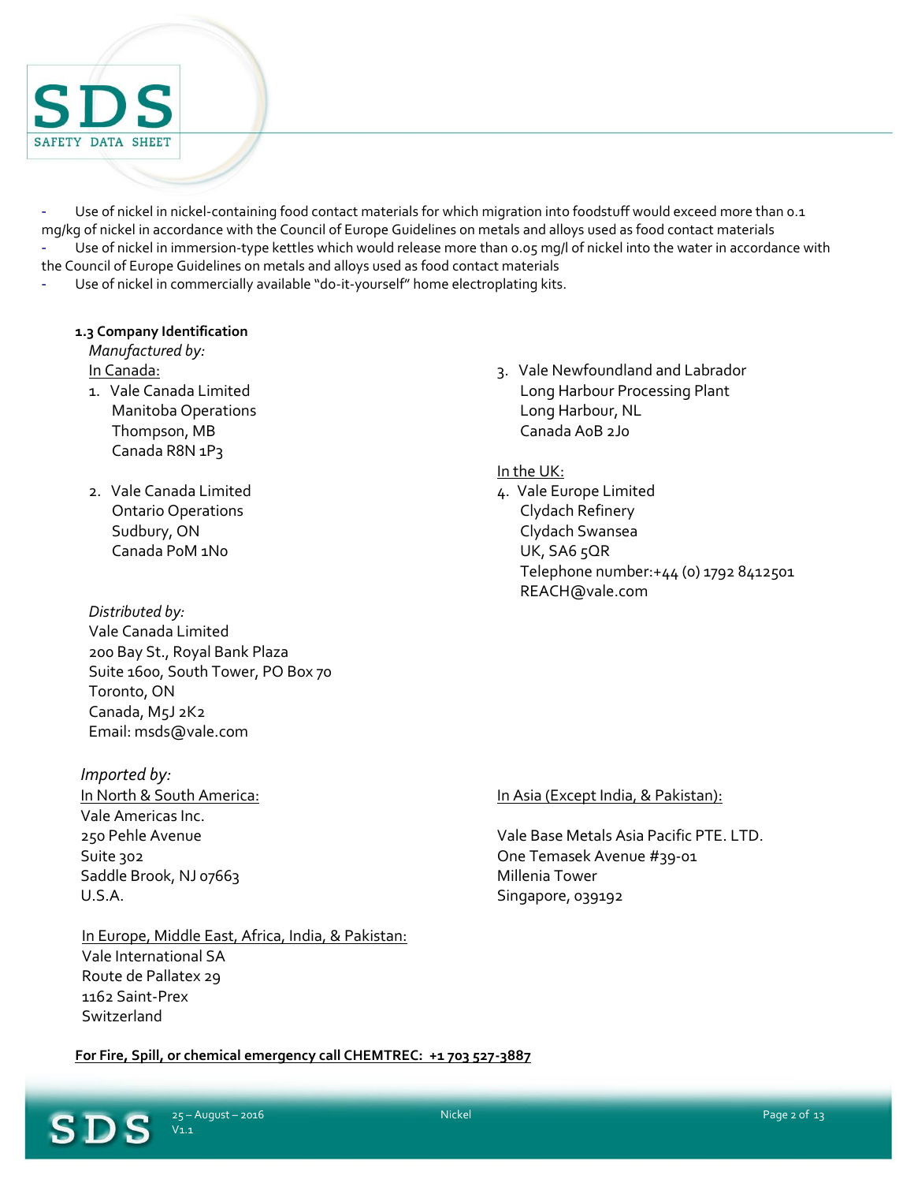- Use of nickel in nickel-containing food contact materials for which migration into foodstuff would exceed more than 0.1 mg/kg of nickel in accordance with the Council of Europe Guidelines on metals and alloys used as food contact materials
- Use of nickel in immersion-type kettles which would release more than 0.05 mg/l of nickel into the water in accordance with the Council of Europe Guidelines on metals and alloys used as food contact materials
- Use of nickel in commercially available "do-it-yourself" home electroplating kits.

**1.3 Company Identification**

*Manufactured by:*

In Canada:

1. Vale Canada Limited
   Manitoba Operations
   Thompson, MB
   Canada R8N 1P3

2. Vale Canada Limited
   Ontario Operations
   Sudbury, ON
   Canada P0M 1N0

3. Vale Newfoundland and Labrador
   Long Harbour Processing Plant
   Long Harbour, NL
   Canada A0B 2J0

In the UK:

4. Vale Europe Limited
   Clydach Refinery
   Clydach Swansea
   UK, SA6 5QR
   Telephone number:+44 (0) 1792 8412501
   REACH@vale.com

*Distributed by:*

Vale Canada Limited
200 Bay St., Royal Bank Plaza
Suite 1600, South Tower, PO Box 70
Toronto, ON
Canada, M5J 2K2
Email: msds@vale.com

*Imported by:*

In North & South America:

Vale Americas Inc.
250 Pehle Avenue
Suite 302
Saddle Brook, NJ 07663
U.S.A.

In Asia (Except India, & Pakistan):

Vale Base Metals Asia Pacific PTE. LTD.
One Temasek Avenue #39-01
Millenia Tower
Singapore, 039192

In Europe, Middle East, Africa, India, & Pakistan:

Vale International SA
Route de Pallatex 29
1162 Saint-Prex
Switzerland

**For Fire, Spill, or chemical emergency call CHEMTREC: +1 703 527-3887**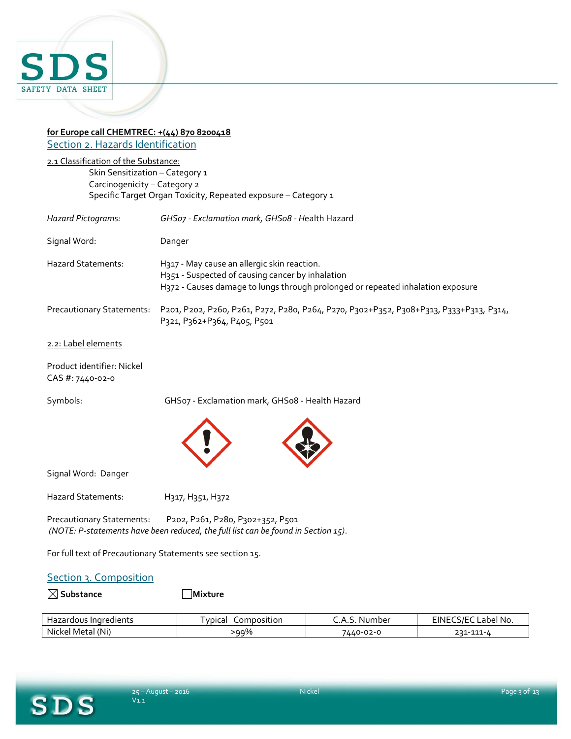**for Europe call CHEMTREC: +(44) 870 8200418**

## Section 2. Hazards Identification

2.1 Classification of the Substance:

Skin Sensitization – Category 1
Carcinogenicity – Category 2
Specific Target Organ Toxicity, Repeated exposure – Category 1

*Hazard Pictograms:* *GHS07 - Exclamation mark, GHS08 -* Health Hazard

Signal Word: Danger

Hazard Statements:
H317 - May cause an allergic skin reaction.
H351 - Suspected of causing cancer by inhalation
H372 - Causes damage to lungs through prolonged or repeated inhalation exposure

Precautionary Statements: P201, P202, P260, P261, P272, P280, P264, P270, P302+P352, P308+P313, P333+P313, P314, P321, P362+P364, P405, P501

2.2: Label elements

Product identifier: Nickel
CAS #: 7440-02-0

Symbols: GHS07 - Exclamation mark, GHS08 - Health Hazard

Signal Word: Danger

Hazard Statements: H317, H351, H372

Precautionary Statements: P202, P261, P280, P302+352, P501
*(NOTE: P-statements have been reduced, the full list can be found in Section 15).*

For full text of Precautionary Statements see section 15.

## Section 3. Composition

☒ **Substance** ☐ **Mixture**

| Hazardous Ingredients | Typical Composition | C.A.S. Number | EINECS/EC Label No. |
|---|---|---|---|
| Nickel Metal (Ni) | >99% | 7440-02-0 | 231-111-4 |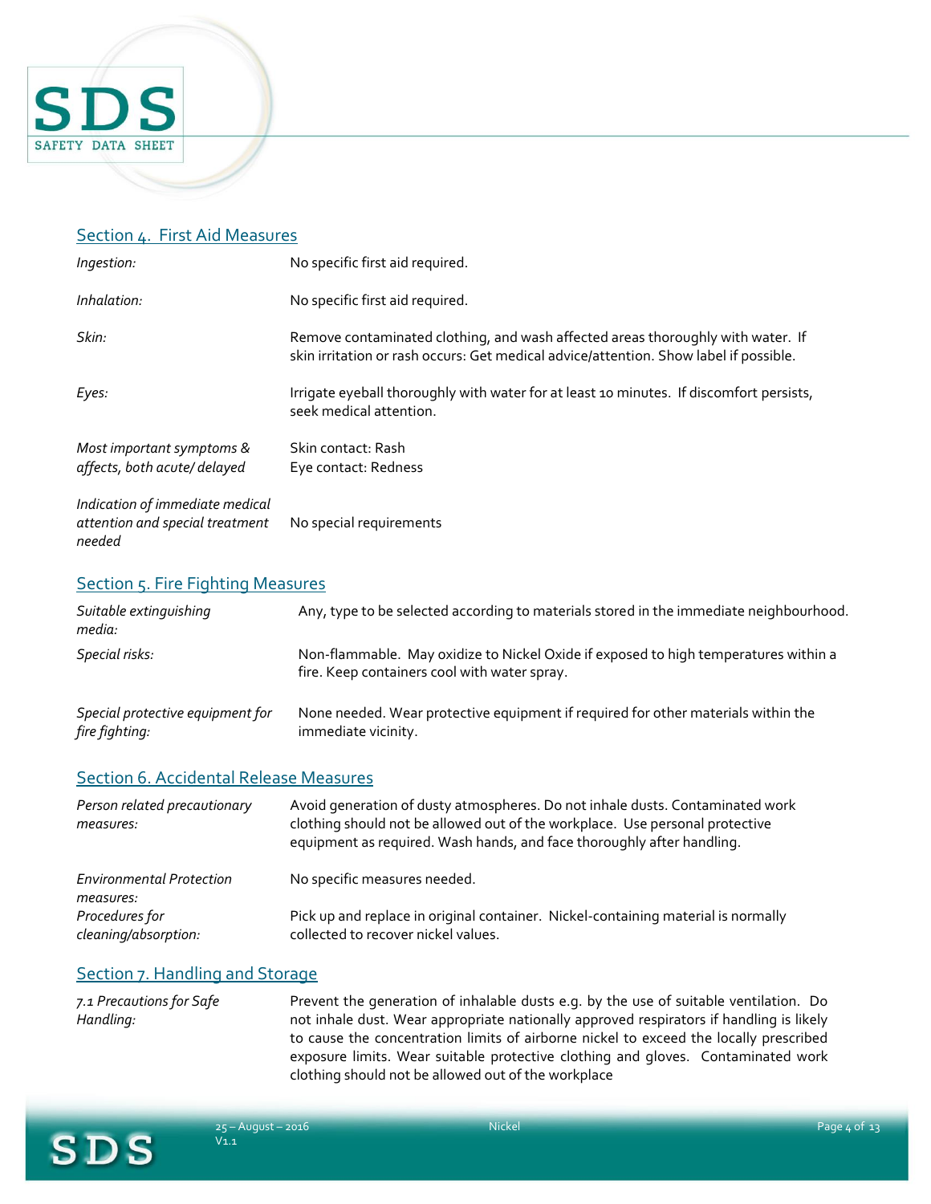## Section 4. First Aid Measures

| | |
|---|---|
| *Ingestion:* | No specific first aid required. |
| *Inhalation:* | No specific first aid required. |
| *Skin:* | Remove contaminated clothing, and wash affected areas thoroughly with water. If skin irritation or rash occurs: Get medical advice/attention. Show label if possible. |
| *Eyes:* | Irrigate eyeball thoroughly with water for at least 10 minutes. If discomfort persists, seek medical attention. |
| *Most important symptoms & affects, both acute/ delayed* | Skin contact: Rash<br>Eye contact: Redness |
| *Indication of immediate medical attention and special treatment needed* | No special requirements |

## Section 5. Fire Fighting Measures

| | |
|---|---|
| *Suitable extinguishing media:* | Any, type to be selected according to materials stored in the immediate neighbourhood. |
| *Special risks:* | Non-flammable. May oxidize to Nickel Oxide if exposed to high temperatures within a fire. Keep containers cool with water spray. |
| *Special protective equipment for fire fighting:* | None needed. Wear protective equipment if required for other materials within the immediate vicinity. |

## Section 6. Accidental Release Measures

| | |
|---|---|
| *Person related precautionary measures:* | Avoid generation of dusty atmospheres. Do not inhale dusts. Contaminated work clothing should not be allowed out of the workplace. Use personal protective equipment as required. Wash hands, and face thoroughly after handling. |
| *Environmental Protection measures:* | No specific measures needed. |
| *Procedures for cleaning/absorption:* | Pick up and replace in original container. Nickel-containing material is normally collected to recover nickel values. |

## Section 7. Handling and Storage

| | |
|---|---|
| *7.1 Precautions for Safe Handling:* | Prevent the generation of inhalable dusts e.g. by the use of suitable ventilation. Do not inhale dust. Wear appropriate nationally approved respirators if handling is likely to cause the concentration limits of airborne nickel to exceed the locally prescribed exposure limits. Wear suitable protective clothing and gloves. Contaminated work clothing should not be allowed out of the workplace |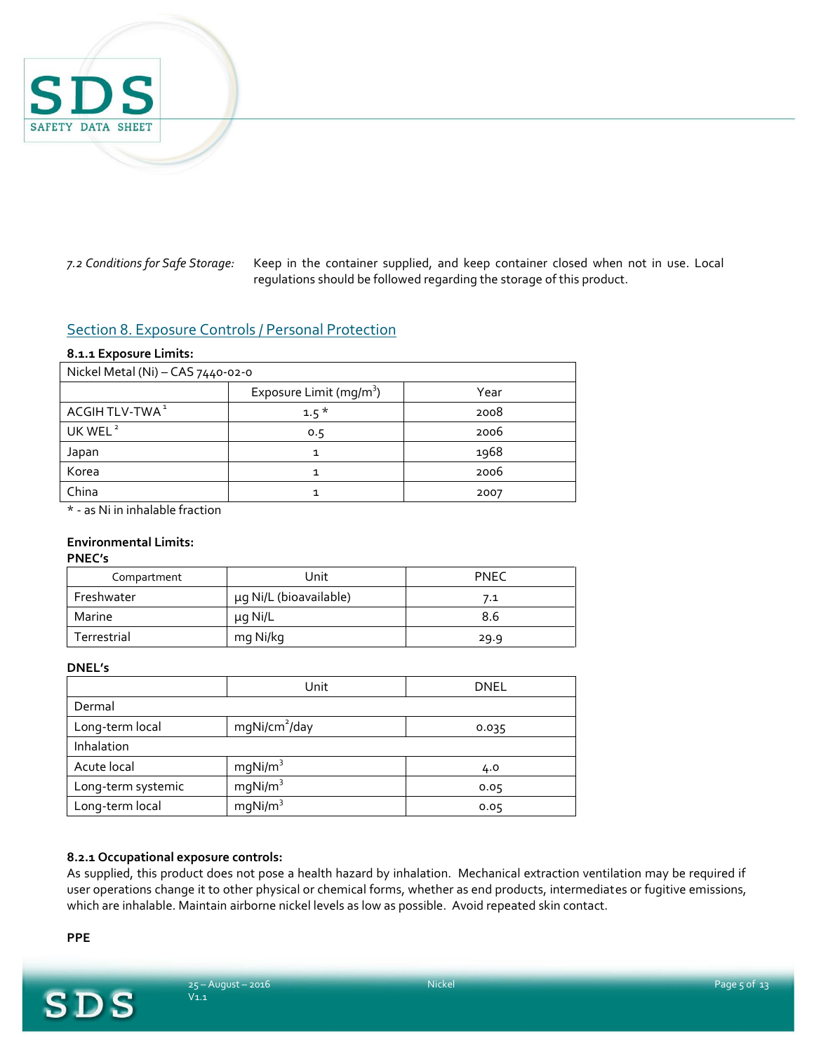*7.2 Conditions for Safe Storage:* Keep in the container supplied, and keep container closed when not in use. Local regulations should be followed regarding the storage of this product.

## Section 8. Exposure Controls / Personal Protection

**8.1.1 Exposure Limits:**

| Nickel Metal (Ni) – CAS 7440-02-0 | | |
|---|---|---|
| | Exposure Limit ($mg/m^3$) | Year |
| ACGIH TLV-TWA [1] | 1.5 * | 2008 |
| UK WEL [2] | 0.5 | 2006 |
| Japan | 1 | 1968 |
| Korea | 1 | 2006 |
| China | 1 | 2007 |

* - as Ni in inhalable fraction

**Environmental Limits:**

**PNEC's**

| Compartment | Unit | PNEC |
|---|---|---|
| Freshwater | µg Ni/L (bioavailable) | 7.1 |
| Marine | µg Ni/L | 8.6 |
| Terrestrial | mg Ni/kg | 29.9 |

**DNEL's**

| | Unit | DNEL |
|---|---|---|
| Dermal | | |
| Long-term local | $mgNi/cm^2/day$ | 0.035 |
| Inhalation | | |
| Acute local | $mgNi/m^3$ | 4.0 |
| Long-term systemic | $mgNi/m^3$ | 0.05 |
| Long-term local | $mgNi/m^3$ | 0.05 |

**8.2.1 Occupational exposure controls:**

As supplied, this product does not pose a health hazard by inhalation. Mechanical extraction ventilation may be required if user operations change it to other physical or chemical forms, whether as end products, intermediates or fugitive emissions, which are inhalable. Maintain airborne nickel levels as low as possible. Avoid repeated skin contact.

**PPE**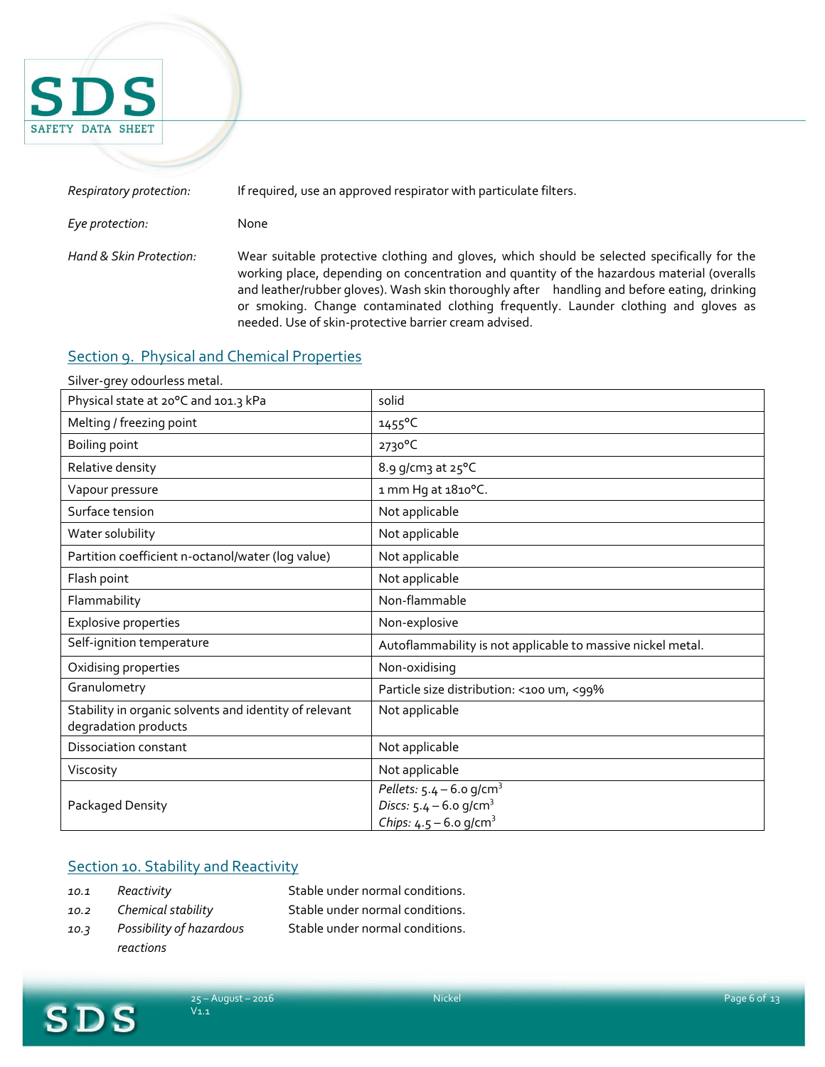| | |
|---|---|
| *Respiratory protection:* | If required, use an approved respirator with particulate filters. |
| *Eye protection:* | None |
| *Hand & Skin Protection:* | Wear suitable protective clothing and gloves, which should be selected specifically for the working place, depending on concentration and quantity of the hazardous material (overalls and leather/rubber gloves). Wash skin thoroughly after handling and before eating, drinking or smoking. Change contaminated clothing frequently. Launder clothing and gloves as needed. Use of skin-protective barrier cream advised. |

## Section 9. Physical and Chemical Properties

Silver-grey odourless metal.

| Property | Value |
|---|---|
| Physical state at 20°C and 101.3 kPa | solid |
| Melting / freezing point | 1455°C |
| Boiling point | 2730°C |
| Relative density | 8.9 g/cm3 at 25°C |
| Vapour pressure | 1 mm Hg at 1810°C. |
| Surface tension | Not applicable |
| Water solubility | Not applicable |
| Partition coefficient n-octanol/water (log value) | Not applicable |
| Flash point | Not applicable |
| Flammability | Non-flammable |
| Explosive properties | Non-explosive |
| Self-ignition temperature | Autoflammability is not applicable to massive nickel metal. |
| Oxidising properties | Non-oxidising |
| Granulometry | Particle size distribution: <100 um, <99% |
| Stability in organic solvents and identity of relevant degradation products | Not applicable |
| Dissociation constant | Not applicable |
| Viscosity | Not applicable |
| Packaged Density | *Pellets:* 5.4 – 6.0 g/cm$^3$<br>*Discs:* 5.4 – 6.0 g/cm$^3$<br>*Chips:* 4.5 – 6.0 g/cm$^3$ |

## Section 10. Stability and Reactivity

| | | |
|---|---|---|
| *10.1* | *Reactivity* | Stable under normal conditions. |
| *10.2* | *Chemical stability* | Stable under normal conditions. |
| *10.3* | *Possibility of hazardous reactions* | Stable under normal conditions. |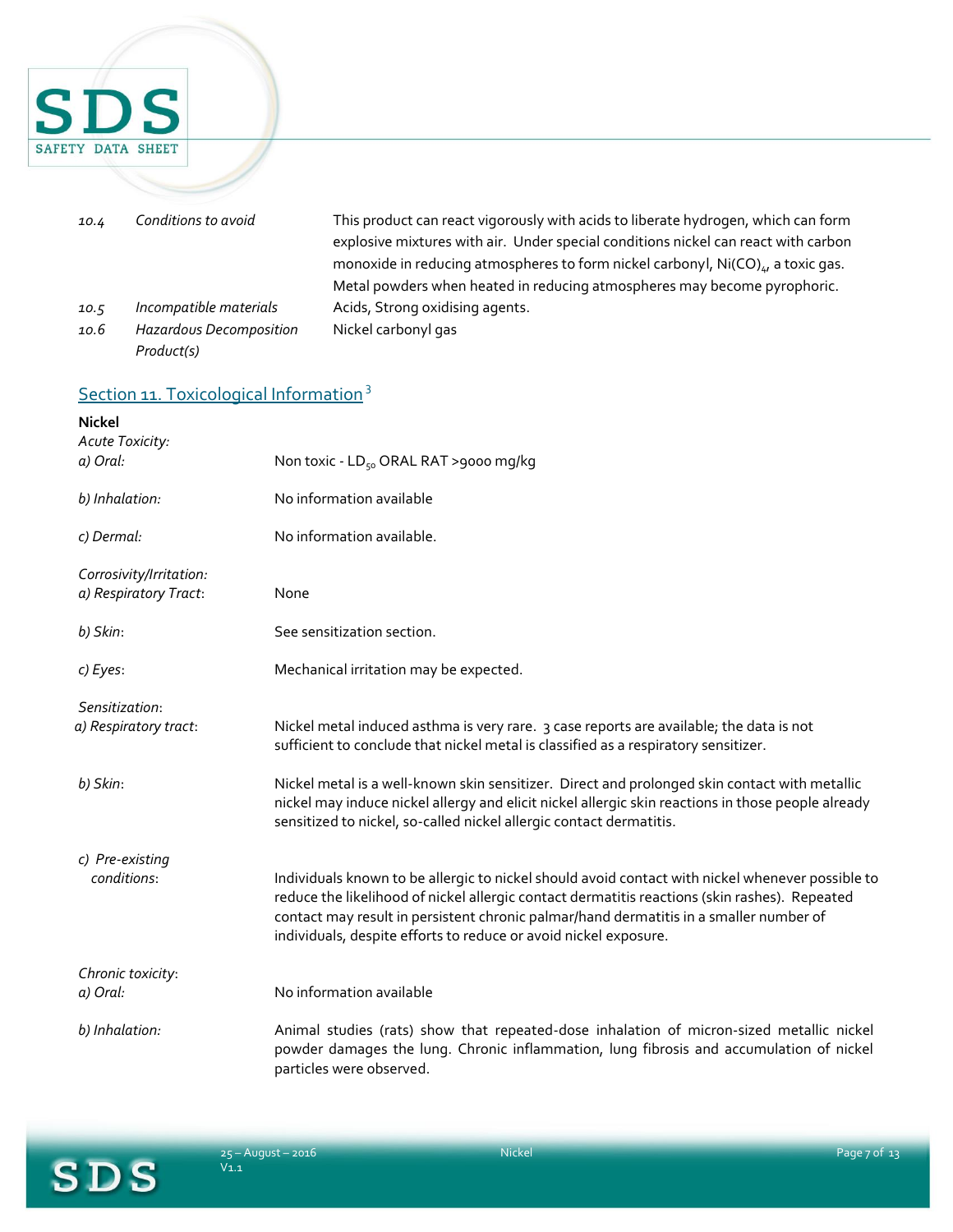| | | |
|---|---|---|
| *10.4* | *Conditions to avoid* | This product can react vigorously with acids to liberate hydrogen, which can form explosive mixtures with air. Under special conditions nickel can react with carbon monoxide in reducing atmospheres to form nickel carbonyl, $Ni(CO)_4$, a toxic gas. Metal powders when heated in reducing atmospheres may become pyrophoric. |
| *10.5* | *Incompatible materials* | Acids, Strong oxidising agents. |
| *10.6* | *Hazardous Decomposition Product(s)* | Nickel carbonyl gas |

## Section 11. Toxicological Information [3]

**Nickel**

*Acute Toxicity:*

*a) Oral:* Non toxic - $LD_{50}$ ORAL RAT >9000 mg/kg

*b) Inhalation:* No information available

*c) Dermal:* No information available.

*Corrosivity/Irritation:*

*a) Respiratory Tract:* None

*b) Skin:* See sensitization section.

*c) Eyes:* Mechanical irritation may be expected.

*Sensitization:*

*a) Respiratory tract:* Nickel metal induced asthma is very rare. 3 case reports are available; the data is not sufficient to conclude that nickel metal is classified as a respiratory sensitizer.

*b) Skin:* Nickel metal is a well-known skin sensitizer. Direct and prolonged skin contact with metallic nickel may induce nickel allergy and elicit nickel allergic skin reactions in those people already sensitized to nickel, so-called nickel allergic contact dermatitis.

*c) Pre-existing conditions:* Individuals known to be allergic to nickel should avoid contact with nickel whenever possible to reduce the likelihood of nickel allergic contact dermatitis reactions (skin rashes). Repeated contact may result in persistent chronic palmar/hand dermatitis in a smaller number of individuals, despite efforts to reduce or avoid nickel exposure.

*Chronic toxicity:*

*a) Oral:* No information available

*b) Inhalation:* Animal studies (rats) show that repeated-dose inhalation of micron-sized metallic nickel powder damages the lung. Chronic inflammation, lung fibrosis and accumulation of nickel particles were observed.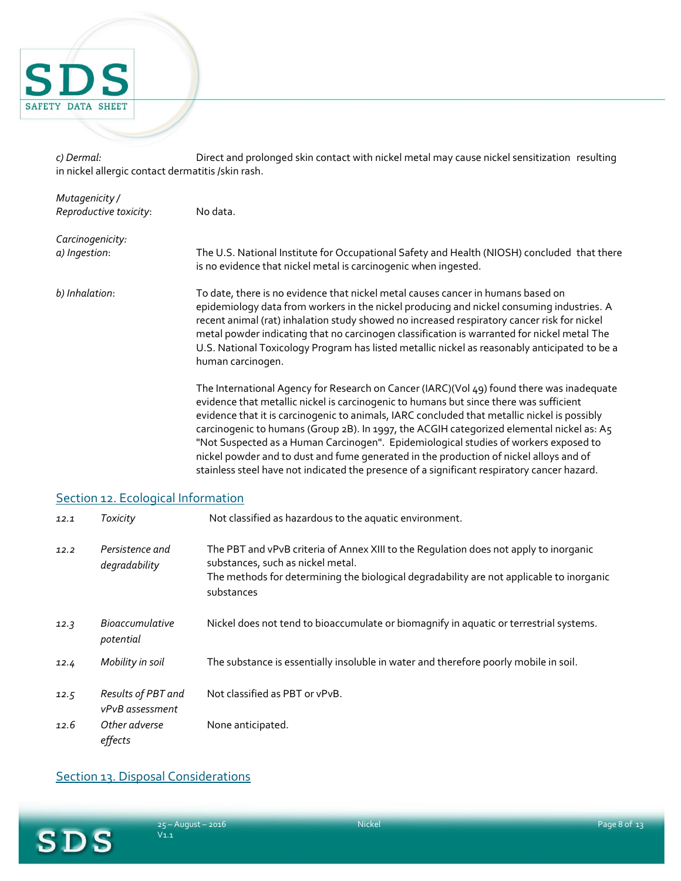*c) Dermal:* Direct and prolonged skin contact with nickel metal may cause nickel sensitization resulting in nickel allergic contact dermatitis /skin rash.

*Mutagenicity / Reproductive toxicity*: No data.

*Carcinogenicity:*

*a) Ingestion*: The U.S. National Institute for Occupational Safety and Health (NIOSH) concluded that there is no evidence that nickel metal is carcinogenic when ingested.

*b) Inhalation*: To date, there is no evidence that nickel metal causes cancer in humans based on epidemiology data from workers in the nickel producing and nickel consuming industries. A recent animal (rat) inhalation study showed no increased respiratory cancer risk for nickel metal powder indicating that no carcinogen classification is warranted for nickel metal The U.S. National Toxicology Program has listed metallic nickel as reasonably anticipated to be a human carcinogen.

The International Agency for Research on Cancer (IARC)(Vol 49) found there was inadequate evidence that metallic nickel is carcinogenic to humans but since there was sufficient evidence that it is carcinogenic to animals, IARC concluded that metallic nickel is possibly carcinogenic to humans (Group 2B). In 1997, the ACGIH categorized elemental nickel as: A5 "Not Suspected as a Human Carcinogen". Epidemiological studies of workers exposed to nickel powder and to dust and fume generated in the production of nickel alloys and of stainless steel have not indicated the presence of a significant respiratory cancer hazard.

## Section 12. Ecological Information

| | | |
|---|---|---|
| *12.1* | *Toxicity* | Not classified as hazardous to the aquatic environment. |
| *12.2* | *Persistence and degradability* | The PBT and vPvB criteria of Annex XIII to the Regulation does not apply to inorganic substances, such as nickel metal.<br>The methods for determining the biological degradability are not applicable to inorganic substances |
| *12.3* | *Bioaccumulative potential* | Nickel does not tend to bioaccumulate or biomagnify in aquatic or terrestrial systems. |
| *12.4* | *Mobility in soil* | The substance is essentially insoluble in water and therefore poorly mobile in soil. |
| *12.5* | *Results of PBT and vPvB assessment* | Not classified as PBT or vPvB. |
| *12.6* | *Other adverse effects* | None anticipated. |

## Section 13. Disposal Considerations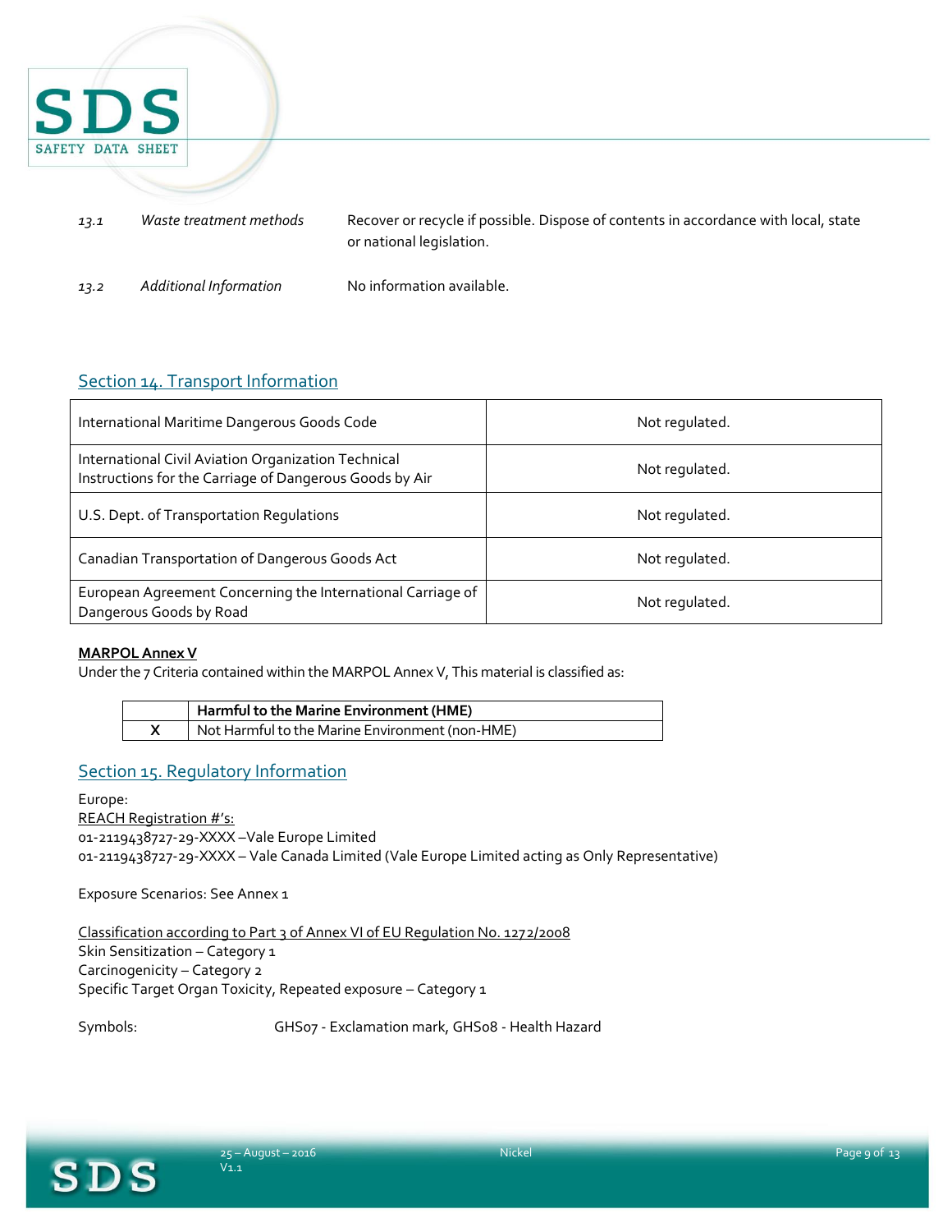| | | |
|---|---|---|
| *13.1* | *Waste treatment methods* | Recover or recycle if possible. Dispose of contents in accordance with local, state or national legislation. |
| *13.2* | *Additional Information* | No information available. |

## Section 14. Transport Information

| | |
|---|---|
| International Maritime Dangerous Goods Code | Not regulated. |
| International Civil Aviation Organization Technical Instructions for the Carriage of Dangerous Goods by Air | Not regulated. |
| U.S. Dept. of Transportation Regulations | Not regulated. |
| Canadian Transportation of Dangerous Goods Act | Not regulated. |
| European Agreement Concerning the International Carriage of Dangerous Goods by Road | Not regulated. |

**MARPOL Annex V**

Under the 7 Criteria contained within the MARPOL Annex V, This material is classified as:

| | **Harmful to the Marine Environment (HME)** |
|---|---|
| X | Not Harmful to the Marine Environment (non-HME) |

## Section 15. Regulatory Information

Europe:

REACH Registration #'s:

01-2119438727-29-XXXX –Vale Europe Limited

01-2119438727-29-XXXX – Vale Canada Limited (Vale Europe Limited acting as Only Representative)

Exposure Scenarios: See Annex 1

Classification according to Part 3 of Annex VI of EU Regulation No. 1272/2008

Skin Sensitization – Category 1

Carcinogenicity – Category 2

Specific Target Organ Toxicity, Repeated exposure – Category 1

Symbols: GHS07 - Exclamation mark, GHS08 - Health Hazard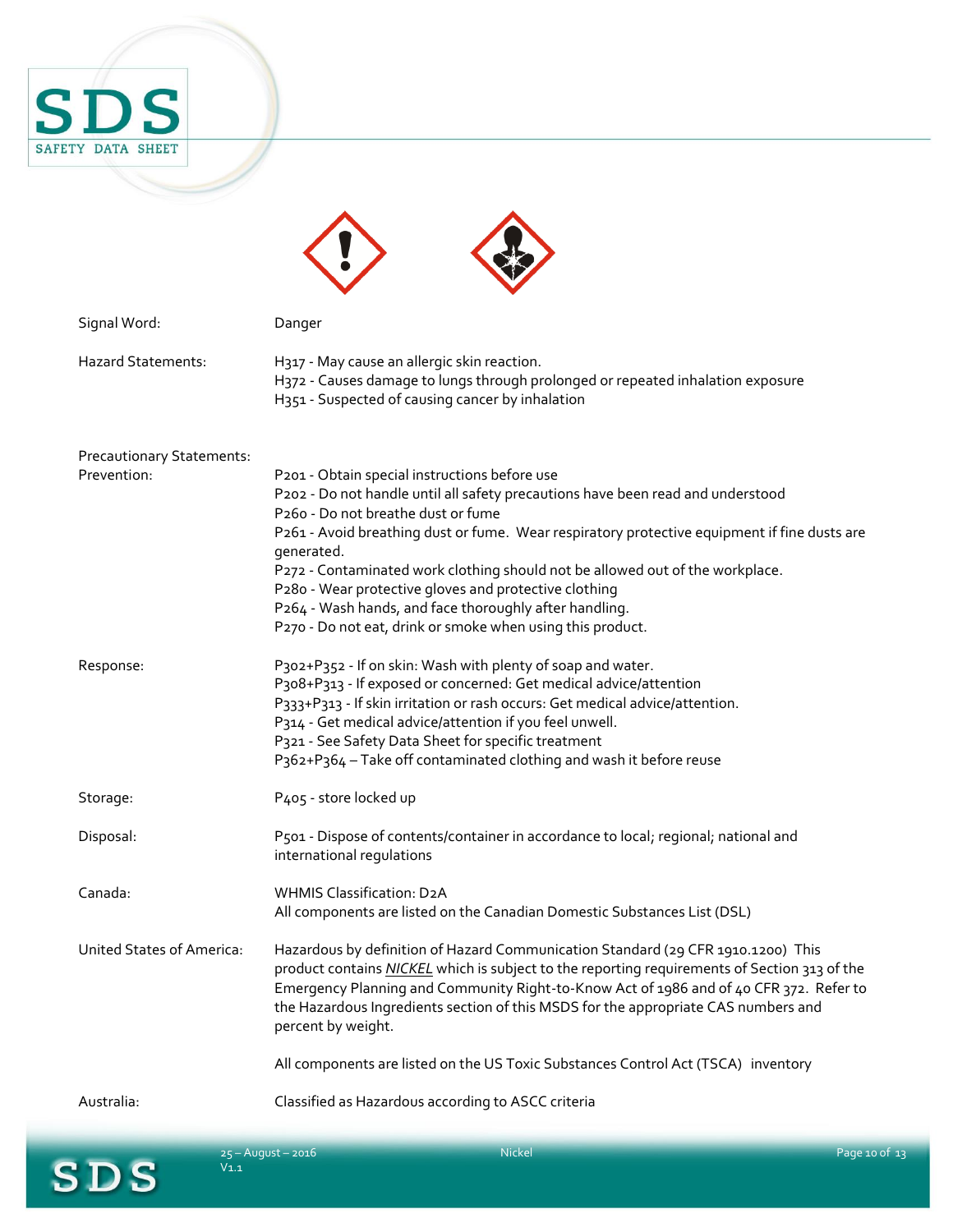Signal Word: Danger

Hazard Statements:
H317 - May cause an allergic skin reaction.
H372 - Causes damage to lungs through prolonged or repeated inhalation exposure
H351 - Suspected of causing cancer by inhalation

Precautionary Statements:

Prevention:
P201 - Obtain special instructions before use
P202 - Do not handle until all safety precautions have been read and understood
P260 - Do not breathe dust or fume
P261 - Avoid breathing dust or fume. Wear respiratory protective equipment if fine dusts are generated.
P272 - Contaminated work clothing should not be allowed out of the workplace.
P280 - Wear protective gloves and protective clothing
P264 - Wash hands, and face thoroughly after handling.
P270 - Do not eat, drink or smoke when using this product.

Response:
P302+P352 - If on skin: Wash with plenty of soap and water.
P308+P313 - If exposed or concerned: Get medical advice/attention
P333+P313 - If skin irritation or rash occurs: Get medical advice/attention.
P314 - Get medical advice/attention if you feel unwell.
P321 - See Safety Data Sheet for specific treatment
P362+P364 – Take off contaminated clothing and wash it before reuse

Storage:
P405 - store locked up

Disposal:
P501 - Dispose of contents/container in accordance to local; regional; national and international regulations

Canada:
WHMIS Classification: D2A
All components are listed on the Canadian Domestic Substances List (DSL)

United States of America:
Hazardous by definition of Hazard Communication Standard (29 CFR 1910.1200) This product contains *NICKEL* which is subject to the reporting requirements of Section 313 of the Emergency Planning and Community Right-to-Know Act of 1986 and of 40 CFR 372. Refer to the Hazardous Ingredients section of this MSDS for the appropriate CAS numbers and percent by weight.

All components are listed on the US Toxic Substances Control Act (TSCA) inventory

Australia:
Classified as Hazardous according to ASCC criteria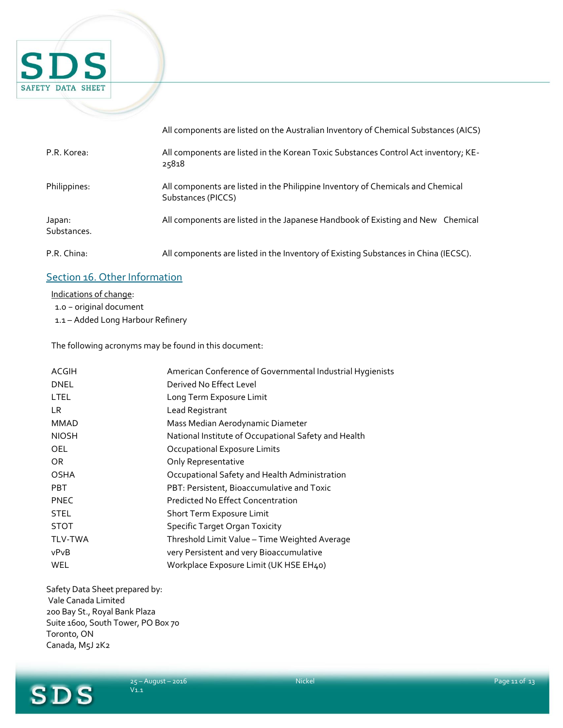| | |
|---|---|
| | All components are listed on the Australian Inventory of Chemical Substances (AICS) |
| P.R. Korea: | All components are listed in the Korean Toxic Substances Control Act inventory; KE-25818 |
| Philippines: | All components are listed in the Philippine Inventory of Chemicals and Chemical Substances (PICCS) |
| Japan: | All components are listed in the Japanese Handbook of Existing and New Chemical Substances. |
| P.R. China: | All components are listed in the Inventory of Existing Substances in China (IECSC). |

## Section 16. Other Information

Indications of change:

1.0 – original document
1.1 – Added Long Harbour Refinery

The following acronyms may be found in this document:

| | |
|---|---|
| ACGIH | American Conference of Governmental Industrial Hygienists |
| DNEL | Derived No Effect Level |
| LTEL | Long Term Exposure Limit |
| LR | Lead Registrant |
| MMAD | Mass Median Aerodynamic Diameter |
| NIOSH | National Institute of Occupational Safety and Health |
| OEL | Occupational Exposure Limits |
| OR | Only Representative |
| OSHA | Occupational Safety and Health Administration |
| PBT | PBT: Persistent, Bioaccumulative and Toxic |
| PNEC | Predicted No Effect Concentration |
| STEL | Short Term Exposure Limit |
| STOT | Specific Target Organ Toxicity |
| TLV-TWA | Threshold Limit Value – Time Weighted Average |
| vPvB | very Persistent and very Bioaccumulative |
| WEL | Workplace Exposure Limit (UK HSE EH40) |

Safety Data Sheet prepared by:
Vale Canada Limited
200 Bay St., Royal Bank Plaza
Suite 1600, South Tower, PO Box 70
Toronto, ON
Canada, M5J 2K2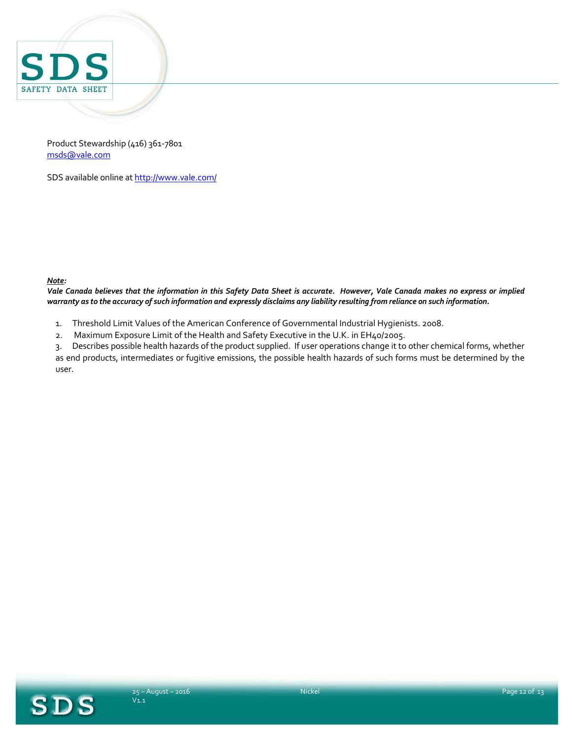Product Stewardship (416) 361-7801
msds@vale.com

SDS available online at http://www.vale.com/

***Note:***
***Vale Canada believes that the information in this Safety Data Sheet is accurate. However, Vale Canada makes no express or implied warranty as to the accuracy of such information and expressly disclaims any liability resulting from reliance on such information.***

1. Threshold Limit Values of the American Conference of Governmental Industrial Hygienists. 2008.
2. Maximum Exposure Limit of the Health and Safety Executive in the U.K. in EH40/2005.
3. Describes possible health hazards of the product supplied. If user operations change it to other chemical forms, whether as end products, intermediates or fugitive emissions, the possible health hazards of such forms must be determined by the user.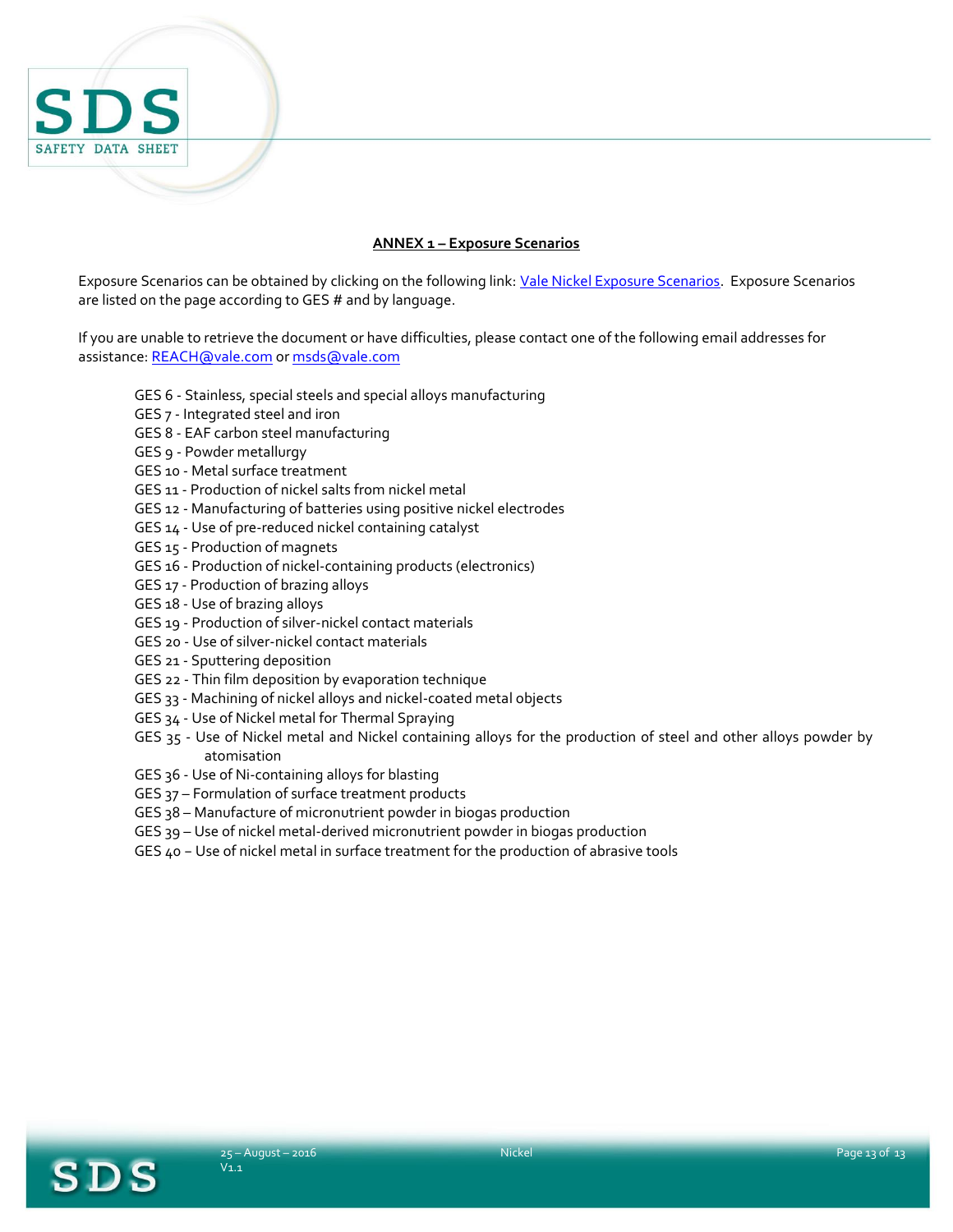## ANNEX 1 – Exposure Scenarios

Exposure Scenarios can be obtained by clicking on the following link: Vale Nickel Exposure Scenarios. Exposure Scenarios are listed on the page according to GES # and by language.

If you are unable to retrieve the document or have difficulties, please contact one of the following email addresses for assistance: REACH@vale.com or msds@vale.com

- GES 6 - Stainless, special steels and special alloys manufacturing
- GES 7 - Integrated steel and iron
- GES 8 - EAF carbon steel manufacturing
- GES 9 - Powder metallurgy
- GES 10 - Metal surface treatment
- GES 11 - Production of nickel salts from nickel metal
- GES 12 - Manufacturing of batteries using positive nickel electrodes
- GES 14 - Use of pre-reduced nickel containing catalyst
- GES 15 - Production of magnets
- GES 16 - Production of nickel-containing products (electronics)
- GES 17 - Production of brazing alloys
- GES 18 - Use of brazing alloys
- GES 19 - Production of silver-nickel contact materials
- GES 20 - Use of silver-nickel contact materials
- GES 21 - Sputtering deposition
- GES 22 - Thin film deposition by evaporation technique
- GES 33 - Machining of nickel alloys and nickel-coated metal objects
- GES 34 - Use of Nickel metal for Thermal Spraying
- GES 35 - Use of Nickel metal and Nickel containing alloys for the production of steel and other alloys powder by atomisation
- GES 36 - Use of Ni-containing alloys for blasting
- GES 37 – Formulation of surface treatment products
- GES 38 – Manufacture of micronutrient powder in biogas production
- GES 39 – Use of nickel metal-derived micronutrient powder in biogas production
- GES 40 – Use of nickel metal in surface treatment for the production of abrasive tools